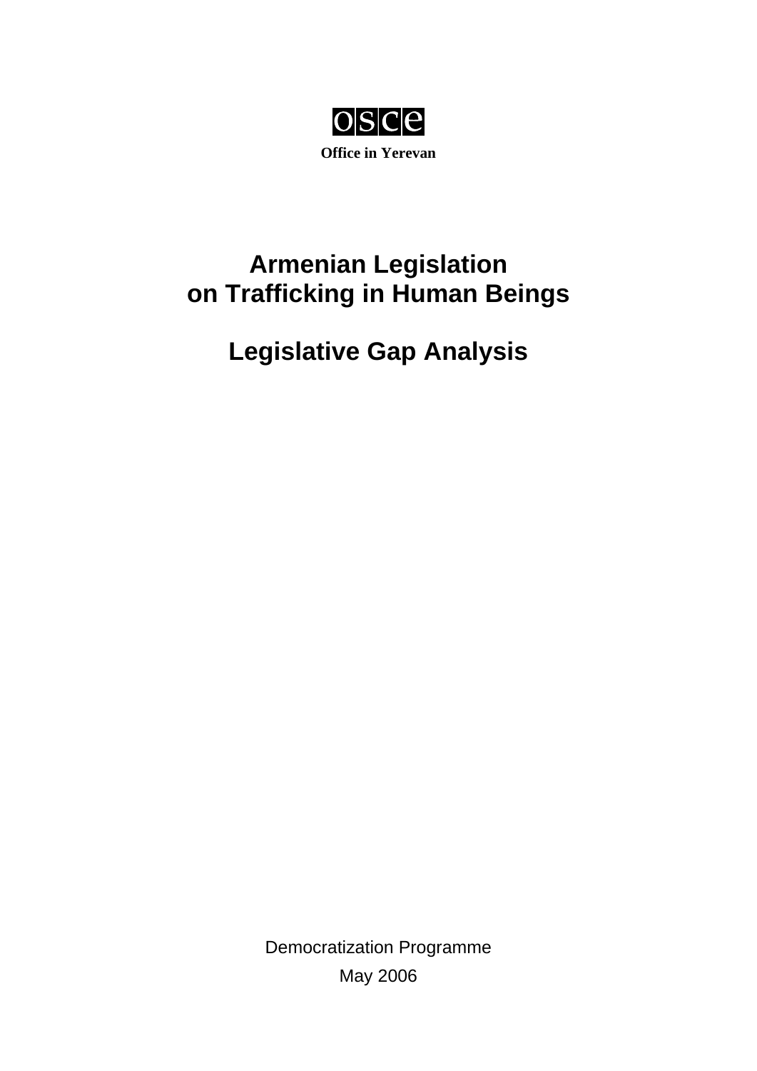OSCE

**Office in Yerevan**

# Armenian Legislation on Trafficking in Human Beings

# Legislative Gap Analysis

Democratization Programme

May 2006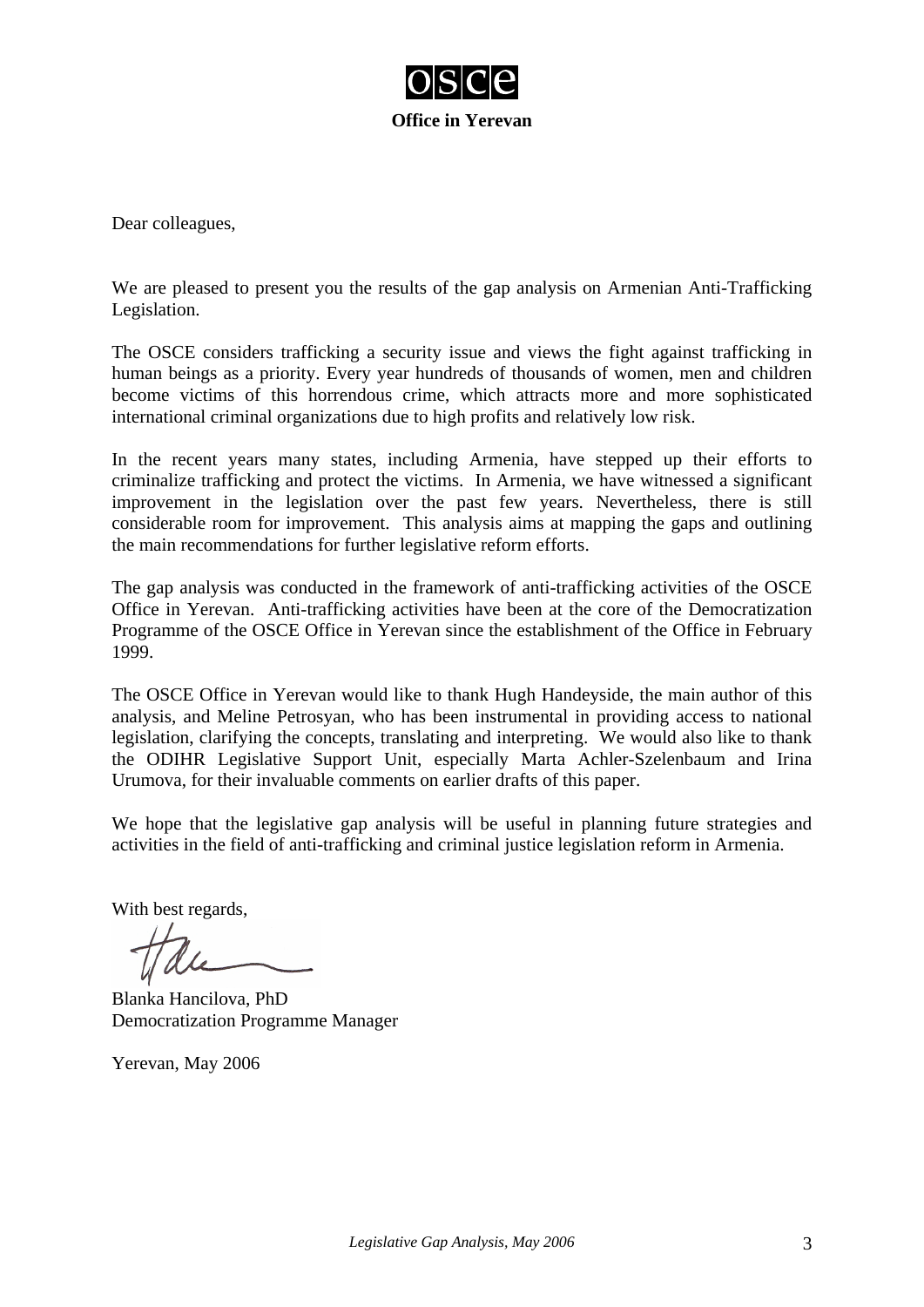**osce**

**Office in Yerevan**

Dear colleagues,

We are pleased to present you the results of the gap analysis on Armenian Anti-Trafficking Legislation.

The OSCE considers trafficking a security issue and views the fight against trafficking in human beings as a priority. Every year hundreds of thousands of women, men and children become victims of this horrendous crime, which attracts more and more sophisticated international criminal organizations due to high profits and relatively low risk.

In the recent years many states, including Armenia, have stepped up their efforts to criminalize trafficking and protect the victims. In Armenia, we have witnessed a significant improvement in the legislation over the past few years. Nevertheless, there is still considerable room for improvement. This analysis aims at mapping the gaps and outlining the main recommendations for further legislative reform efforts.

The gap analysis was conducted in the framework of anti-trafficking activities of the OSCE Office in Yerevan. Anti-trafficking activities have been at the core of the Democratization Programme of the OSCE Office in Yerevan since the establishment of the Office in February 1999.

The OSCE Office in Yerevan would like to thank Hugh Handeyside, the main author of this analysis, and Meline Petrosyan, who has been instrumental in providing access to national legislation, clarifying the concepts, translating and interpreting. We would also like to thank the ODIHR Legislative Support Unit, especially Marta Achler-Szelenbaum and Irina Urumova, for their invaluable comments on earlier drafts of this paper.

We hope that the legislative gap analysis will be useful in planning future strategies and activities in the field of anti-trafficking and criminal justice legislation reform in Armenia.

With best regards,

Blanka Hancilova, PhD
Democratization Programme Manager

Yerevan, May 2006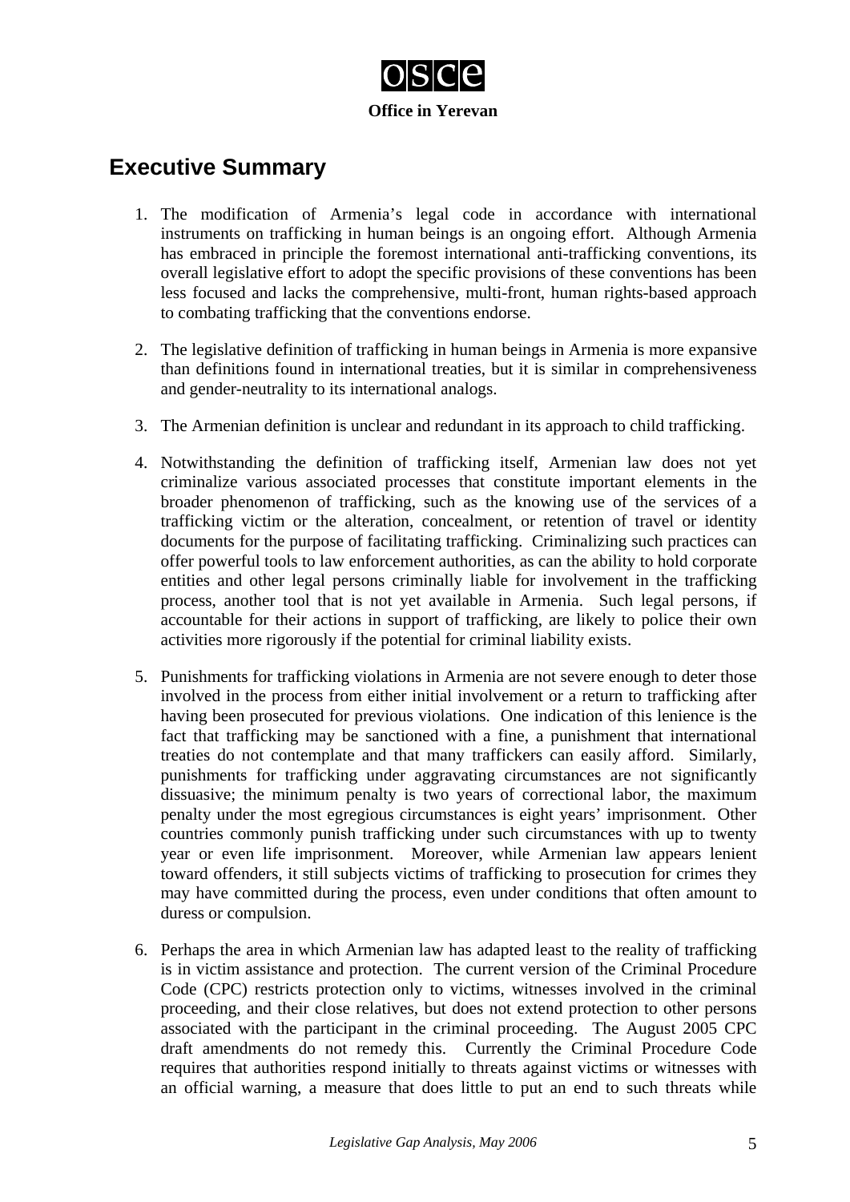# Executive Summary

1. The modification of Armenia's legal code in accordance with international instruments on trafficking in human beings is an ongoing effort. Although Armenia has embraced in principle the foremost international anti-trafficking conventions, its overall legislative effort to adopt the specific provisions of these conventions has been less focused and lacks the comprehensive, multi-front, human rights-based approach to combating trafficking that the conventions endorse.

2. The legislative definition of trafficking in human beings in Armenia is more expansive than definitions found in international treaties, but it is similar in comprehensiveness and gender-neutrality to its international analogs.

3. The Armenian definition is unclear and redundant in its approach to child trafficking.

4. Notwithstanding the definition of trafficking itself, Armenian law does not yet criminalize various associated processes that constitute important elements in the broader phenomenon of trafficking, such as the knowing use of the services of a trafficking victim or the alteration, concealment, or retention of travel or identity documents for the purpose of facilitating trafficking. Criminalizing such practices can offer powerful tools to law enforcement authorities, as can the ability to hold corporate entities and other legal persons criminally liable for involvement in the trafficking process, another tool that is not yet available in Armenia. Such legal persons, if accountable for their actions in support of trafficking, are likely to police their own activities more rigorously if the potential for criminal liability exists.

5. Punishments for trafficking violations in Armenia are not severe enough to deter those involved in the process from either initial involvement or a return to trafficking after having been prosecuted for previous violations. One indication of this lenience is the fact that trafficking may be sanctioned with a fine, a punishment that international treaties do not contemplate and that many traffickers can easily afford. Similarly, punishments for trafficking under aggravating circumstances are not significantly dissuasive; the minimum penalty is two years of correctional labor, the maximum penalty under the most egregious circumstances is eight years' imprisonment. Other countries commonly punish trafficking under such circumstances with up to twenty year or even life imprisonment. Moreover, while Armenian law appears lenient toward offenders, it still subjects victims of trafficking to prosecution for crimes they may have committed during the process, even under conditions that often amount to duress or compulsion.

6. Perhaps the area in which Armenian law has adapted least to the reality of trafficking is in victim assistance and protection. The current version of the Criminal Procedure Code (CPC) restricts protection only to victims, witnesses involved in the criminal proceeding, and their close relatives, but does not extend protection to other persons associated with the participant in the criminal proceeding. The August 2005 CPC draft amendments do not remedy this. Currently the Criminal Procedure Code requires that authorities respond initially to threats against victims or witnesses with an official warning, a measure that does little to put an end to such threats while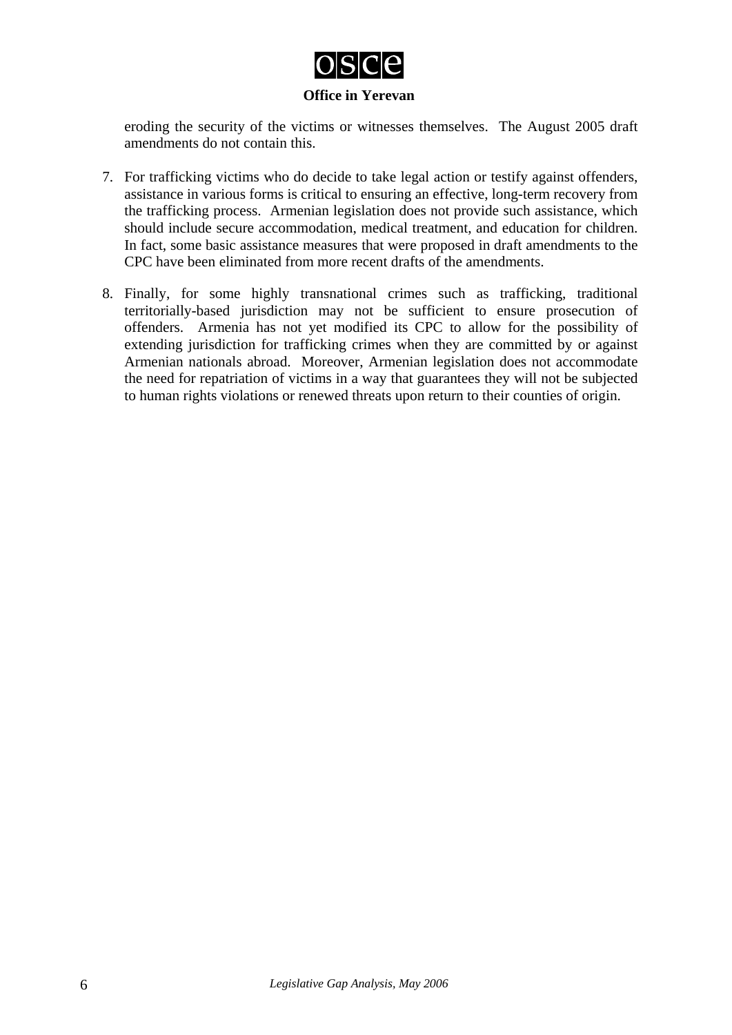eroding the security of the victims or witnesses themselves. The August 2005 draft amendments do not contain this.

7. For trafficking victims who do decide to take legal action or testify against offenders, assistance in various forms is critical to ensuring an effective, long-term recovery from the trafficking process. Armenian legislation does not provide such assistance, which should include secure accommodation, medical treatment, and education for children. In fact, some basic assistance measures that were proposed in draft amendments to the CPC have been eliminated from more recent drafts of the amendments.

8. Finally, for some highly transnational crimes such as trafficking, traditional territorially-based jurisdiction may not be sufficient to ensure prosecution of offenders. Armenia has not yet modified its CPC to allow for the possibility of extending jurisdiction for trafficking crimes when they are committed by or against Armenian nationals abroad. Moreover, Armenian legislation does not accommodate the need for repatriation of victims in a way that guarantees they will not be subjected to human rights violations or renewed threats upon return to their counties of origin.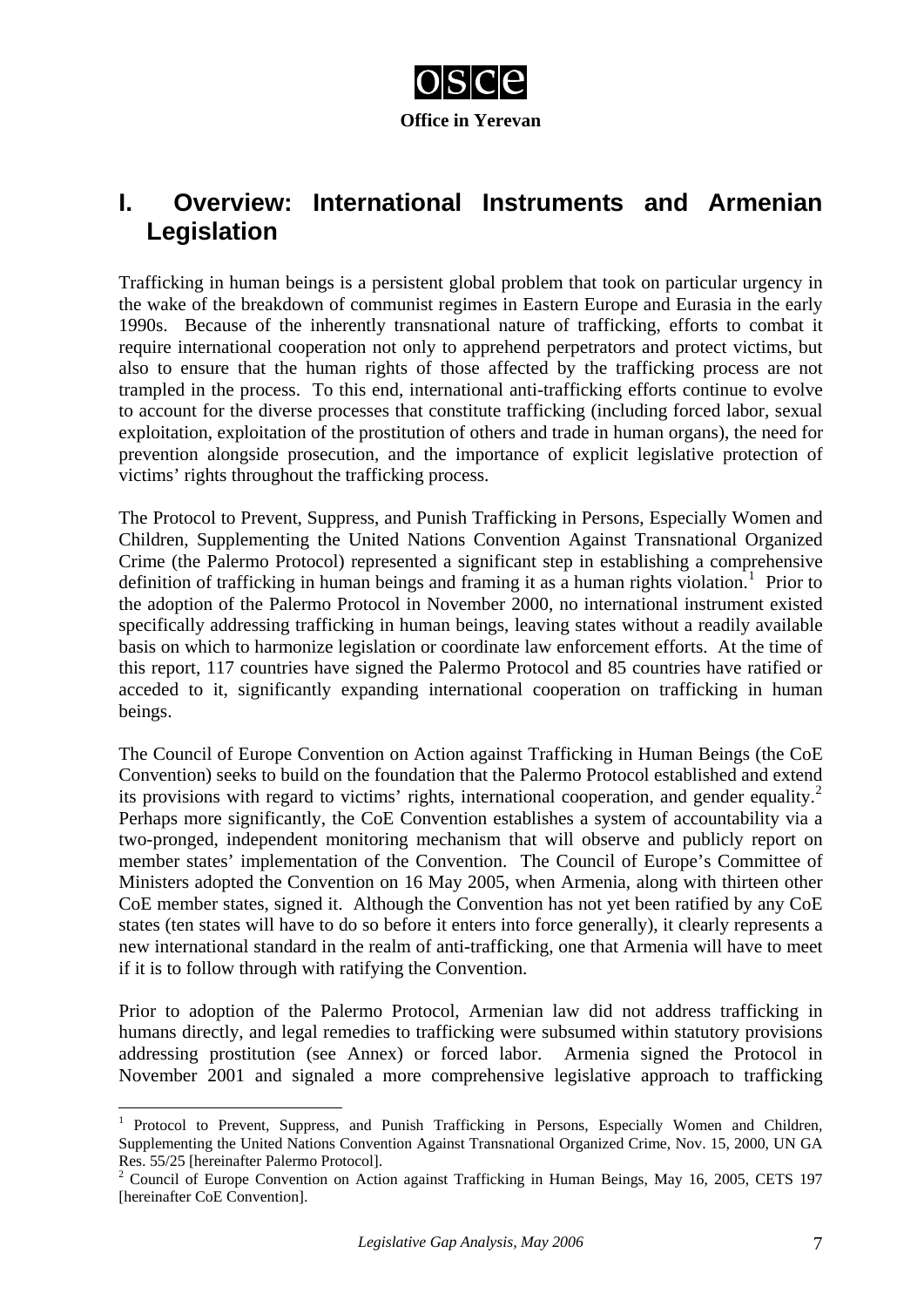**OSCE**

**Office in Yerevan**

# I. Overview: International Instruments and Armenian Legislation

Trafficking in human beings is a persistent global problem that took on particular urgency in the wake of the breakdown of communist regimes in Eastern Europe and Eurasia in the early 1990s. Because of the inherently transnational nature of trafficking, efforts to combat it require international cooperation not only to apprehend perpetrators and protect victims, but also to ensure that the human rights of those affected by the trafficking process are not trampled in the process. To this end, international anti-trafficking efforts continue to evolve to account for the diverse processes that constitute trafficking (including forced labor, sexual exploitation, exploitation of the prostitution of others and trade in human organs), the need for prevention alongside prosecution, and the importance of explicit legislative protection of victims' rights throughout the trafficking process.

The Protocol to Prevent, Suppress, and Punish Trafficking in Persons, Especially Women and Children, Supplementing the United Nations Convention Against Transnational Organized Crime (the Palermo Protocol) represented a significant step in establishing a comprehensive definition of trafficking in human beings and framing it as a human rights violation.[1] Prior to the adoption of the Palermo Protocol in November 2000, no international instrument existed specifically addressing trafficking in human beings, leaving states without a readily available basis on which to harmonize legislation or coordinate law enforcement efforts. At the time of this report, 117 countries have signed the Palermo Protocol and 85 countries have ratified or acceded to it, significantly expanding international cooperation on trafficking in human beings.

The Council of Europe Convention on Action against Trafficking in Human Beings (the CoE Convention) seeks to build on the foundation that the Palermo Protocol established and extend its provisions with regard to victims' rights, international cooperation, and gender equality.[2] Perhaps more significantly, the CoE Convention establishes a system of accountability via a two-pronged, independent monitoring mechanism that will observe and publicly report on member states' implementation of the Convention. The Council of Europe's Committee of Ministers adopted the Convention on 16 May 2005, when Armenia, along with thirteen other CoE member states, signed it. Although the Convention has not yet been ratified by any CoE states (ten states will have to do so before it enters into force generally), it clearly represents a new international standard in the realm of anti-trafficking, one that Armenia will have to meet if it is to follow through with ratifying the Convention.

Prior to adoption of the Palermo Protocol, Armenian law did not address trafficking in humans directly, and legal remedies to trafficking were subsumed within statutory provisions addressing prostitution (see Annex) or forced labor. Armenia signed the Protocol in November 2001 and signaled a more comprehensive legislative approach to trafficking

---

[1] Protocol to Prevent, Suppress, and Punish Trafficking in Persons, Especially Women and Children, Supplementing the United Nations Convention Against Transnational Organized Crime, Nov. 15, 2000, UN GA Res. 55/25 [hereinafter Palermo Protocol].

[2] Council of Europe Convention on Action against Trafficking in Human Beings, May 16, 2005, CETS 197 [hereinafter CoE Convention].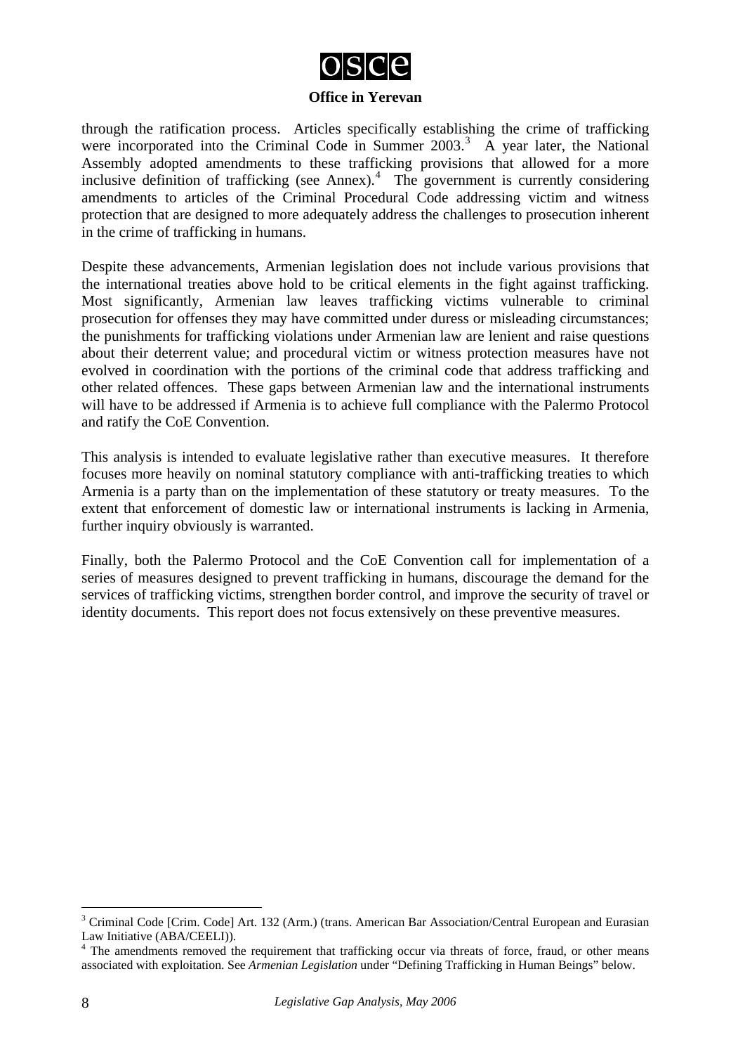through the ratification process. Articles specifically establishing the crime of trafficking were incorporated into the Criminal Code in Summer 2003.[3] A year later, the National Assembly adopted amendments to these trafficking provisions that allowed for a more inclusive definition of trafficking (see Annex).[4] The government is currently considering amendments to articles of the Criminal Procedural Code addressing victim and witness protection that are designed to more adequately address the challenges to prosecution inherent in the crime of trafficking in humans.

Despite these advancements, Armenian legislation does not include various provisions that the international treaties above hold to be critical elements in the fight against trafficking. Most significantly, Armenian law leaves trafficking victims vulnerable to criminal prosecution for offenses they may have committed under duress or misleading circumstances; the punishments for trafficking violations under Armenian law are lenient and raise questions about their deterrent value; and procedural victim or witness protection measures have not evolved in coordination with the portions of the criminal code that address trafficking and other related offences. These gaps between Armenian law and the international instruments will have to be addressed if Armenia is to achieve full compliance with the Palermo Protocol and ratify the CoE Convention.

This analysis is intended to evaluate legislative rather than executive measures. It therefore focuses more heavily on nominal statutory compliance with anti-trafficking treaties to which Armenia is a party than on the implementation of these statutory or treaty measures. To the extent that enforcement of domestic law or international instruments is lacking in Armenia, further inquiry obviously is warranted.

Finally, both the Palermo Protocol and the CoE Convention call for implementation of a series of measures designed to prevent trafficking in humans, discourage the demand for the services of trafficking victims, strengthen border control, and improve the security of travel or identity documents. This report does not focus extensively on these preventive measures.

---

[3] Criminal Code [Crim. Code] Art. 132 (Arm.) (trans. American Bar Association/Central European and Eurasian Law Initiative (ABA/CEELI)).

[4] The amendments removed the requirement that trafficking occur via threats of force, fraud, or other means associated with exploitation. See *Armenian Legislation* under "Defining Trafficking in Human Beings" below.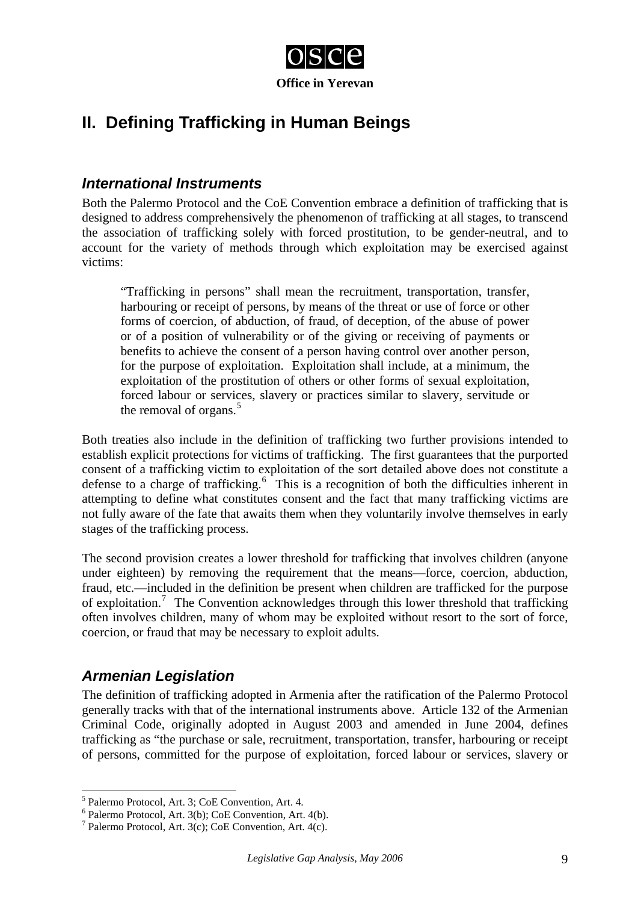## II. Defining Trafficking in Human Beings

### *International Instruments*

Both the Palermo Protocol and the CoE Convention embrace a definition of trafficking that is designed to address comprehensively the phenomenon of trafficking at all stages, to transcend the association of trafficking solely with forced prostitution, to be gender-neutral, and to account for the variety of methods through which exploitation may be exercised against victims:

> "Trafficking in persons" shall mean the recruitment, transportation, transfer, harbouring or receipt of persons, by means of the threat or use of force or other forms of coercion, of abduction, of fraud, of deception, of the abuse of power or of a position of vulnerability or of the giving or receiving of payments or benefits to achieve the consent of a person having control over another person, for the purpose of exploitation. Exploitation shall include, at a minimum, the exploitation of the prostitution of others or other forms of sexual exploitation, forced labour or services, slavery or practices similar to slavery, servitude or the removal of organs.[5]

Both treaties also include in the definition of trafficking two further provisions intended to establish explicit protections for victims of trafficking. The first guarantees that the purported consent of a trafficking victim to exploitation of the sort detailed above does not constitute a defense to a charge of trafficking.[6] This is a recognition of both the difficulties inherent in attempting to define what constitutes consent and the fact that many trafficking victims are not fully aware of the fate that awaits them when they voluntarily involve themselves in early stages of the trafficking process.

The second provision creates a lower threshold for trafficking that involves children (anyone under eighteen) by removing the requirement that the means—force, coercion, abduction, fraud, etc.—included in the definition be present when children are trafficked for the purpose of exploitation.[7] The Convention acknowledges through this lower threshold that trafficking often involves children, many of whom may be exploited without resort to the sort of force, coercion, or fraud that may be necessary to exploit adults.

### *Armenian Legislation*

The definition of trafficking adopted in Armenia after the ratification of the Palermo Protocol generally tracks with that of the international instruments above. Article 132 of the Armenian Criminal Code, originally adopted in August 2003 and amended in June 2004, defines trafficking as "the purchase or sale, recruitment, transportation, transfer, harbouring or receipt of persons, committed for the purpose of exploitation, forced labour or services, slavery or

---

[5] Palermo Protocol, Art. 3; CoE Convention, Art. 4.

[6] Palermo Protocol, Art. 3(b); CoE Convention, Art. 4(b).

[7] Palermo Protocol, Art. 3(c); CoE Convention, Art. 4(c).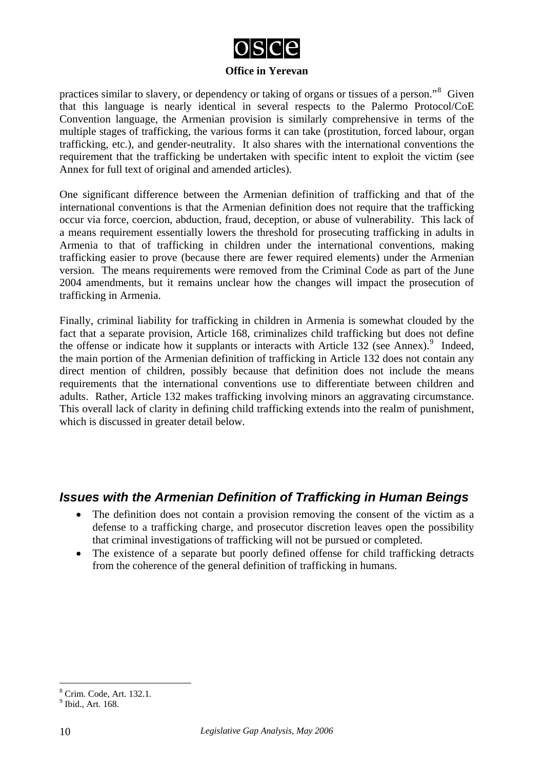practices similar to slavery, or dependency or taking of organs or tissues of a person."[8] Given that this language is nearly identical in several respects to the Palermo Protocol/CoE Convention language, the Armenian provision is similarly comprehensive in terms of the multiple stages of trafficking, the various forms it can take (prostitution, forced labour, organ trafficking, etc.), and gender-neutrality. It also shares with the international conventions the requirement that the trafficking be undertaken with specific intent to exploit the victim (see Annex for full text of original and amended articles).

One significant difference between the Armenian definition of trafficking and that of the international conventions is that the Armenian definition does not require that the trafficking occur via force, coercion, abduction, fraud, deception, or abuse of vulnerability. This lack of a means requirement essentially lowers the threshold for prosecuting trafficking in adults in Armenia to that of trafficking in children under the international conventions, making trafficking easier to prove (because there are fewer required elements) under the Armenian version. The means requirements were removed from the Criminal Code as part of the June 2004 amendments, but it remains unclear how the changes will impact the prosecution of trafficking in Armenia.

Finally, criminal liability for trafficking in children in Armenia is somewhat clouded by the fact that a separate provision, Article 168, criminalizes child trafficking but does not define the offense or indicate how it supplants or interacts with Article 132 (see Annex).[9] Indeed, the main portion of the Armenian definition of trafficking in Article 132 does not contain any direct mention of children, possibly because that definition does not include the means requirements that the international conventions use to differentiate between children and adults. Rather, Article 132 makes trafficking involving minors an aggravating circumstance. This overall lack of clarity in defining child trafficking extends into the realm of punishment, which is discussed in greater detail below.

## *Issues with the Armenian Definition of Trafficking in Human Beings*

- The definition does not contain a provision removing the consent of the victim as a defense to a trafficking charge, and prosecutor discretion leaves open the possibility that criminal investigations of trafficking will not be pursued or completed.
- The existence of a separate but poorly defined offense for child trafficking detracts from the coherence of the general definition of trafficking in humans.

---

[8] Crim. Code, Art. 132.1.

[9] Ibid., Art. 168.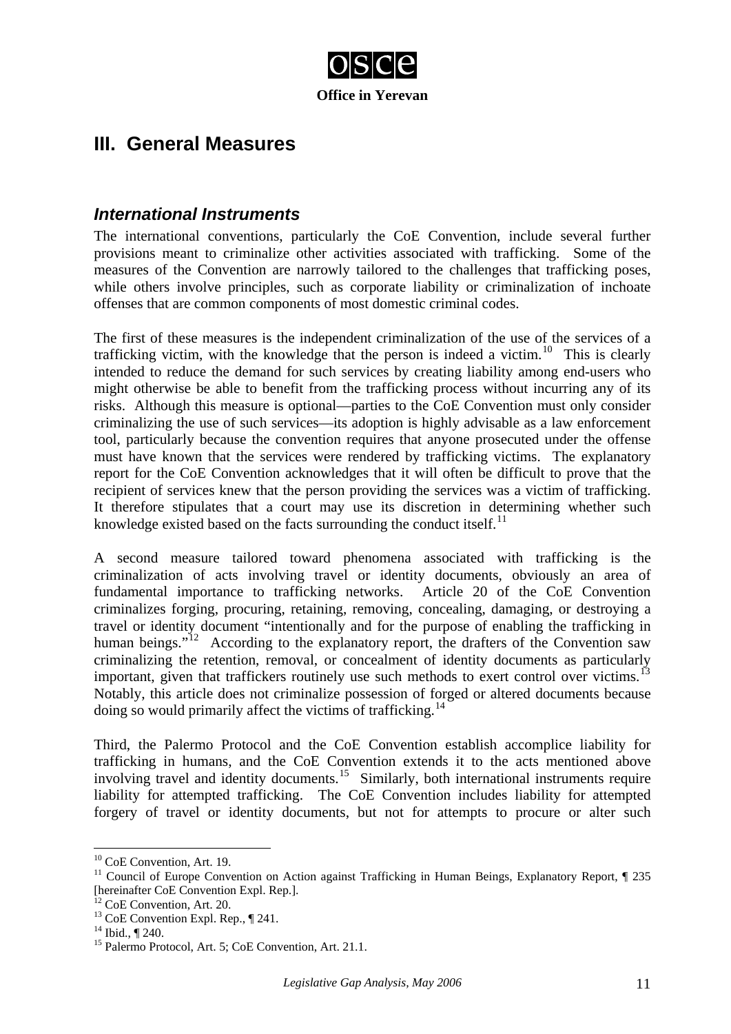## III. General Measures

### *International Instruments*

The international conventions, particularly the CoE Convention, include several further provisions meant to criminalize other activities associated with trafficking. Some of the measures of the Convention are narrowly tailored to the challenges that trafficking poses, while others involve principles, such as corporate liability or criminalization of inchoate offenses that are common components of most domestic criminal codes.

The first of these measures is the independent criminalization of the use of the services of a trafficking victim, with the knowledge that the person is indeed a victim.[10] This is clearly intended to reduce the demand for such services by creating liability among end-users who might otherwise be able to benefit from the trafficking process without incurring any of its risks. Although this measure is optional—parties to the CoE Convention must only consider criminalizing the use of such services—its adoption is highly advisable as a law enforcement tool, particularly because the convention requires that anyone prosecuted under the offense must have known that the services were rendered by trafficking victims. The explanatory report for the CoE Convention acknowledges that it will often be difficult to prove that the recipient of services knew that the person providing the services was a victim of trafficking. It therefore stipulates that a court may use its discretion in determining whether such knowledge existed based on the facts surrounding the conduct itself.[11]

A second measure tailored toward phenomena associated with trafficking is the criminalization of acts involving travel or identity documents, obviously an area of fundamental importance to trafficking networks. Article 20 of the CoE Convention criminalizes forging, procuring, retaining, removing, concealing, damaging, or destroying a travel or identity document "intentionally and for the purpose of enabling the trafficking in human beings."[12] According to the explanatory report, the drafters of the Convention saw criminalizing the retention, removal, or concealment of identity documents as particularly important, given that traffickers routinely use such methods to exert control over victims.[13] Notably, this article does not criminalize possession of forged or altered documents because doing so would primarily affect the victims of trafficking.[14]

Third, the Palermo Protocol and the CoE Convention establish accomplice liability for trafficking in humans, and the CoE Convention extends it to the acts mentioned above involving travel and identity documents.[15] Similarly, both international instruments require liability for attempted trafficking. The CoE Convention includes liability for attempted forgery of travel or identity documents, but not for attempts to procure or alter such

---

[10] CoE Convention, Art. 19.

[11] Council of Europe Convention on Action against Trafficking in Human Beings, Explanatory Report, ¶ 235 [hereinafter CoE Convention Expl. Rep.].

[12] CoE Convention, Art. 20.

[13] CoE Convention Expl. Rep., ¶ 241.

[14] Ibid., ¶ 240.

[15] Palermo Protocol, Art. 5; CoE Convention, Art. 21.1.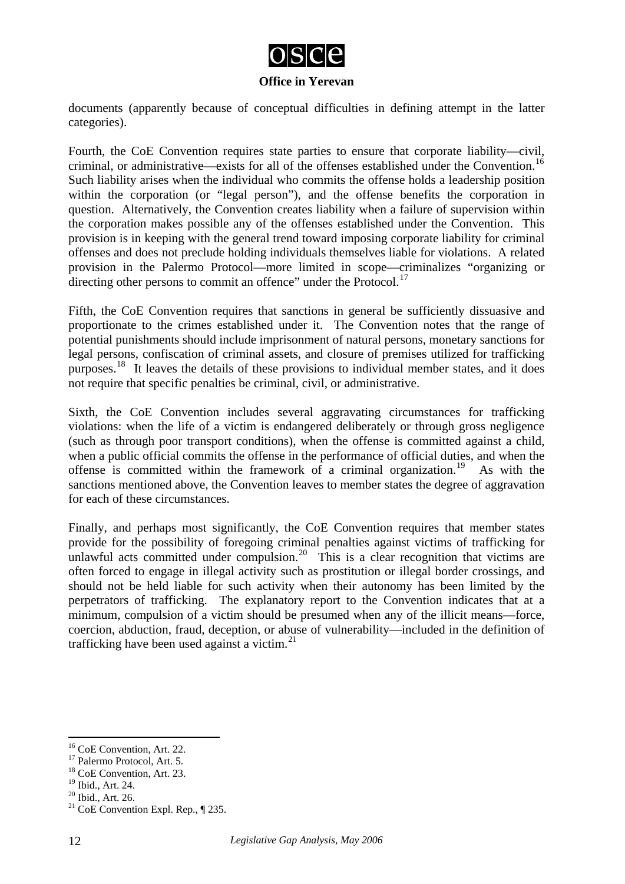documents (apparently because of conceptual difficulties in defining attempt in the latter categories).

Fourth, the CoE Convention requires state parties to ensure that corporate liability—civil, criminal, or administrative—exists for all of the offenses established under the Convention.[16] Such liability arises when the individual who commits the offense holds a leadership position within the corporation (or "legal person"), and the offense benefits the corporation in question. Alternatively, the Convention creates liability when a failure of supervision within the corporation makes possible any of the offenses established under the Convention. This provision is in keeping with the general trend toward imposing corporate liability for criminal offenses and does not preclude holding individuals themselves liable for violations. A related provision in the Palermo Protocol—more limited in scope—criminalizes "organizing or directing other persons to commit an offence" under the Protocol.[17]

Fifth, the CoE Convention requires that sanctions in general be sufficiently dissuasive and proportionate to the crimes established under it. The Convention notes that the range of potential punishments should include imprisonment of natural persons, monetary sanctions for legal persons, confiscation of criminal assets, and closure of premises utilized for trafficking purposes.[18] It leaves the details of these provisions to individual member states, and it does not require that specific penalties be criminal, civil, or administrative.

Sixth, the CoE Convention includes several aggravating circumstances for trafficking violations: when the life of a victim is endangered deliberately or through gross negligence (such as through poor transport conditions), when the offense is committed against a child, when a public official commits the offense in the performance of official duties, and when the offense is committed within the framework of a criminal organization.[19] As with the sanctions mentioned above, the Convention leaves to member states the degree of aggravation for each of these circumstances.

Finally, and perhaps most significantly, the CoE Convention requires that member states provide for the possibility of foregoing criminal penalties against victims of trafficking for unlawful acts committed under compulsion.[20] This is a clear recognition that victims are often forced to engage in illegal activity such as prostitution or illegal border crossings, and should not be held liable for such activity when their autonomy has been limited by the perpetrators of trafficking. The explanatory report to the Convention indicates that at a minimum, compulsion of a victim should be presumed when any of the illicit means—force, coercion, abduction, fraud, deception, or abuse of vulnerability—included in the definition of trafficking have been used against a victim.[21]

---

[16] CoE Convention, Art. 22.
[17] Palermo Protocol, Art. 5.
[18] CoE Convention, Art. 23.
[19] Ibid., Art. 24.
[20] Ibid., Art. 26.
[21] CoE Convention Expl. Rep., ¶ 235.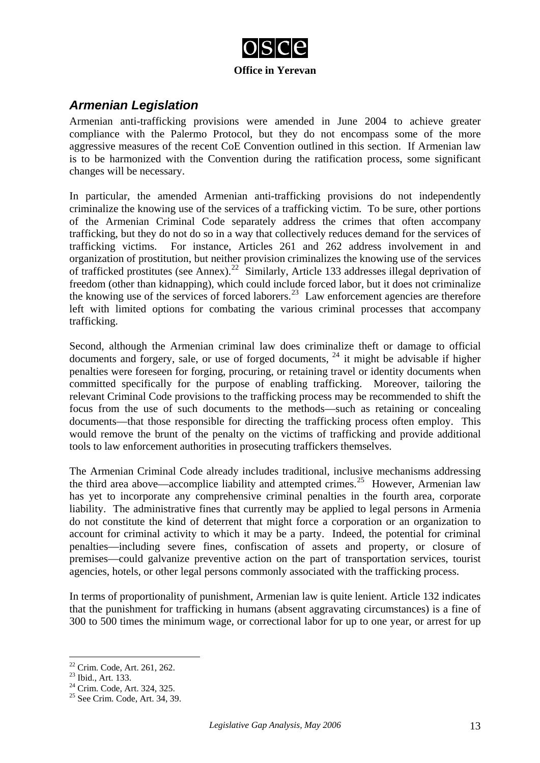## *Armenian Legislation*

Armenian anti-trafficking provisions were amended in June 2004 to achieve greater compliance with the Palermo Protocol, but they do not encompass some of the more aggressive measures of the recent CoE Convention outlined in this section. If Armenian law is to be harmonized with the Convention during the ratification process, some significant changes will be necessary.

In particular, the amended Armenian anti-trafficking provisions do not independently criminalize the knowing use of the services of a trafficking victim. To be sure, other portions of the Armenian Criminal Code separately address the crimes that often accompany trafficking, but they do not do so in a way that collectively reduces demand for the services of trafficking victims. For instance, Articles 261 and 262 address involvement in and organization of prostitution, but neither provision criminalizes the knowing use of the services of trafficked prostitutes (see Annex).[22] Similarly, Article 133 addresses illegal deprivation of freedom (other than kidnapping), which could include forced labor, but it does not criminalize the knowing use of the services of forced laborers.[23] Law enforcement agencies are therefore left with limited options for combating the various criminal processes that accompany trafficking.

Second, although the Armenian criminal law does criminalize theft or damage to official documents and forgery, sale, or use of forged documents, [24] it might be advisable if higher penalties were foreseen for forging, procuring, or retaining travel or identity documents when committed specifically for the purpose of enabling trafficking. Moreover, tailoring the relevant Criminal Code provisions to the trafficking process may be recommended to shift the focus from the use of such documents to the methods—such as retaining or concealing documents—that those responsible for directing the trafficking process often employ. This would remove the brunt of the penalty on the victims of trafficking and provide additional tools to law enforcement authorities in prosecuting traffickers themselves.

The Armenian Criminal Code already includes traditional, inclusive mechanisms addressing the third area above—accomplice liability and attempted crimes.[25] However, Armenian law has yet to incorporate any comprehensive criminal penalties in the fourth area, corporate liability. The administrative fines that currently may be applied to legal persons in Armenia do not constitute the kind of deterrent that might force a corporation or an organization to account for criminal activity to which it may be a party. Indeed, the potential for criminal penalties—including severe fines, confiscation of assets and property, or closure of premises—could galvanize preventive action on the part of transportation services, tourist agencies, hotels, or other legal persons commonly associated with the trafficking process.

In terms of proportionality of punishment, Armenian law is quite lenient. Article 132 indicates that the punishment for trafficking in humans (absent aggravating circumstances) is a fine of 300 to 500 times the minimum wage, or correctional labor for up to one year, or arrest for up

---

[22] Crim. Code, Art. 261, 262.

[23] Ibid., Art. 133.

[24] Crim. Code, Art. 324, 325.

[25] See Crim. Code, Art. 34, 39.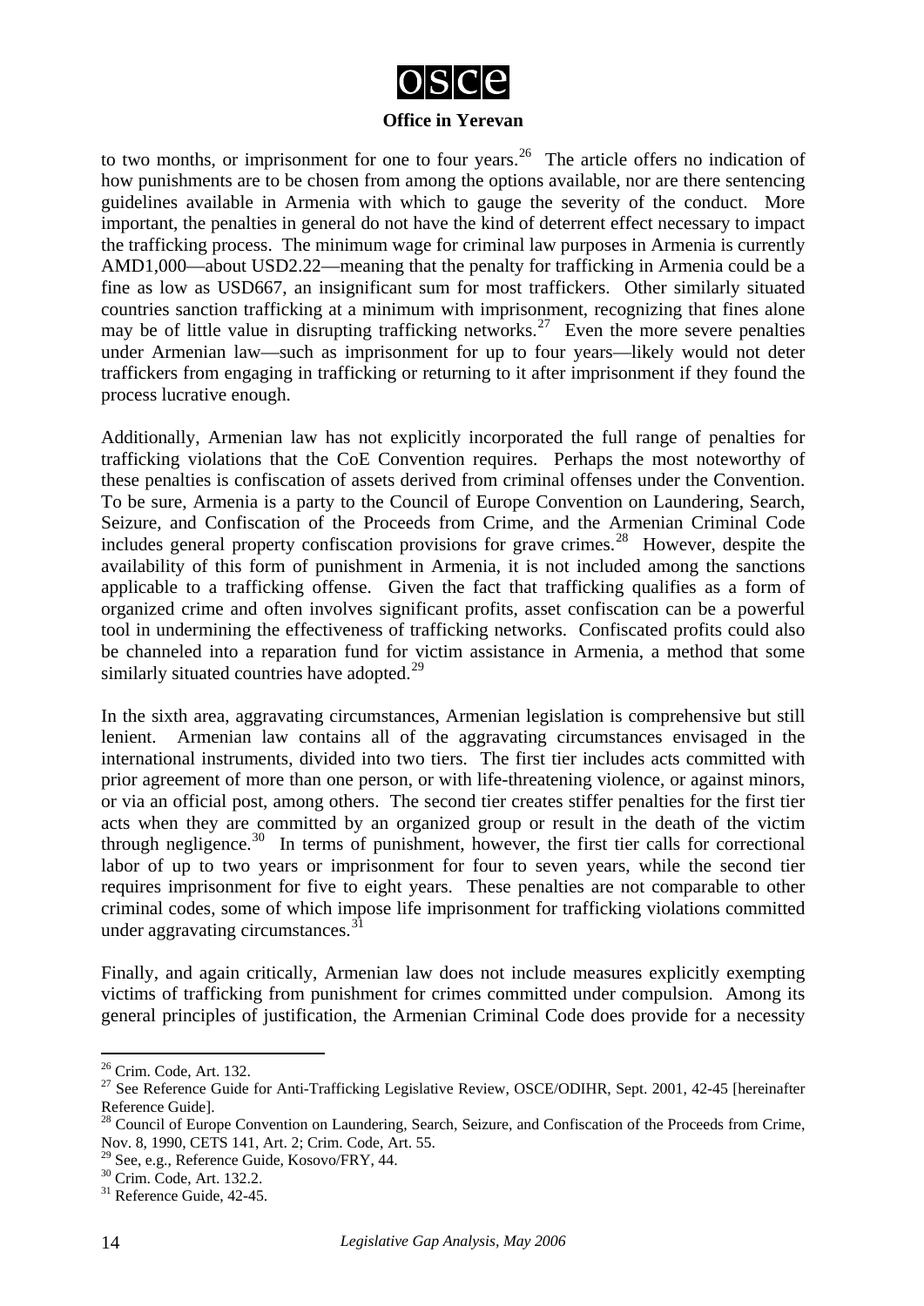to two months, or imprisonment for one to four years.[26] The article offers no indication of how punishments are to be chosen from among the options available, nor are there sentencing guidelines available in Armenia with which to gauge the severity of the conduct. More important, the penalties in general do not have the kind of deterrent effect necessary to impact the trafficking process. The minimum wage for criminal law purposes in Armenia is currently AMD1,000—about USD2.22—meaning that the penalty for trafficking in Armenia could be a fine as low as USD667, an insignificant sum for most traffickers. Other similarly situated countries sanction trafficking at a minimum with imprisonment, recognizing that fines alone may be of little value in disrupting trafficking networks.[27] Even the more severe penalties under Armenian law—such as imprisonment for up to four years—likely would not deter traffickers from engaging in trafficking or returning to it after imprisonment if they found the process lucrative enough.

Additionally, Armenian law has not explicitly incorporated the full range of penalties for trafficking violations that the CoE Convention requires. Perhaps the most noteworthy of these penalties is confiscation of assets derived from criminal offenses under the Convention. To be sure, Armenia is a party to the Council of Europe Convention on Laundering, Search, Seizure, and Confiscation of the Proceeds from Crime, and the Armenian Criminal Code includes general property confiscation provisions for grave crimes.[28] However, despite the availability of this form of punishment in Armenia, it is not included among the sanctions applicable to a trafficking offense. Given the fact that trafficking qualifies as a form of organized crime and often involves significant profits, asset confiscation can be a powerful tool in undermining the effectiveness of trafficking networks. Confiscated profits could also be channeled into a reparation fund for victim assistance in Armenia, a method that some similarly situated countries have adopted.[29]

In the sixth area, aggravating circumstances, Armenian legislation is comprehensive but still lenient. Armenian law contains all of the aggravating circumstances envisaged in the international instruments, divided into two tiers. The first tier includes acts committed with prior agreement of more than one person, or with life-threatening violence, or against minors, or via an official post, among others. The second tier creates stiffer penalties for the first tier acts when they are committed by an organized group or result in the death of the victim through negligence.[30] In terms of punishment, however, the first tier calls for correctional labor of up to two years or imprisonment for four to seven years, while the second tier requires imprisonment for five to eight years. These penalties are not comparable to other criminal codes, some of which impose life imprisonment for trafficking violations committed under aggravating circumstances.[31]

Finally, and again critically, Armenian law does not include measures explicitly exempting victims of trafficking from punishment for crimes committed under compulsion. Among its general principles of justification, the Armenian Criminal Code does provide for a necessity

---

[26] Crim. Code, Art. 132.

[27] See Reference Guide for Anti-Trafficking Legislative Review, OSCE/ODIHR, Sept. 2001, 42-45 [hereinafter Reference Guide].

[28] Council of Europe Convention on Laundering, Search, Seizure, and Confiscation of the Proceeds from Crime, Nov. 8, 1990, CETS 141, Art. 2; Crim. Code, Art. 55.

[29] See, e.g., Reference Guide, Kosovo/FRY, 44.

[30] Crim. Code, Art. 132.2.

[31] Reference Guide, 42-45.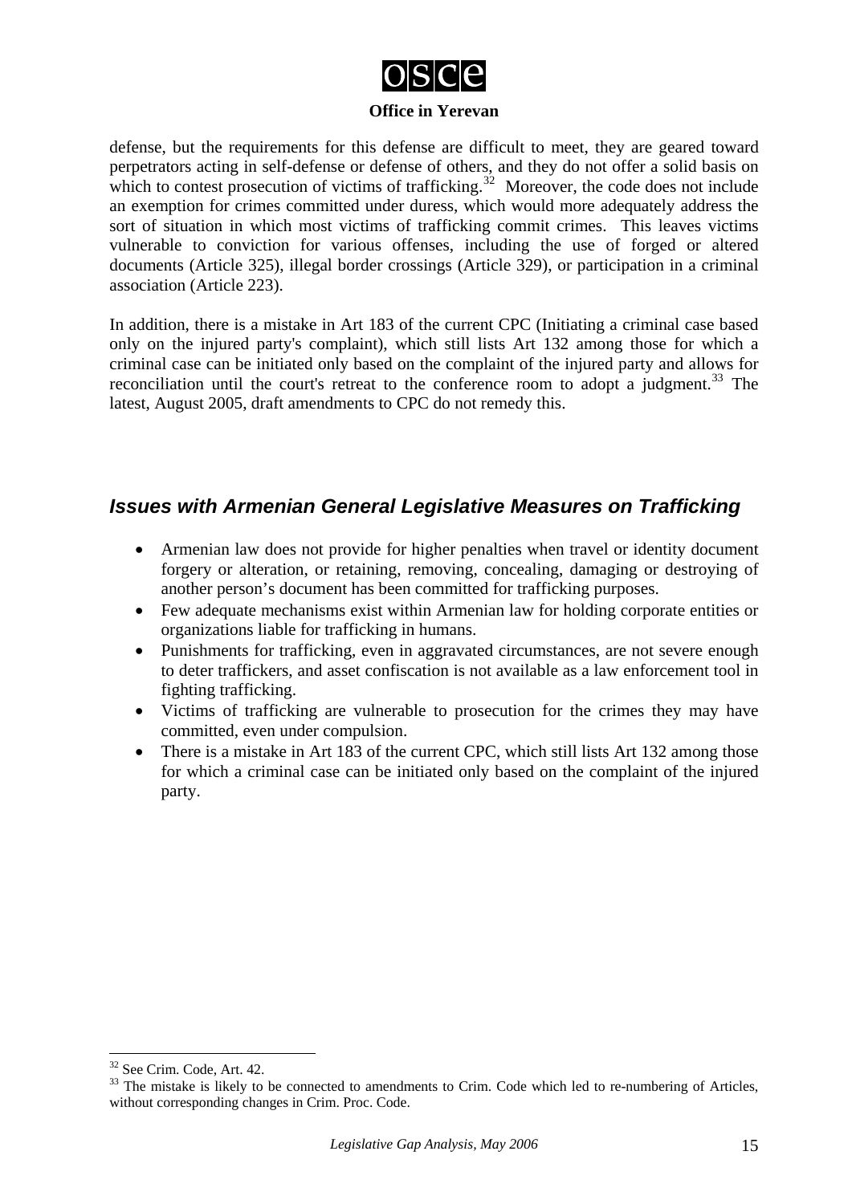defense, but the requirements for this defense are difficult to meet, they are geared toward perpetrators acting in self-defense or defense of others, and they do not offer a solid basis on which to contest prosecution of victims of trafficking.[32] Moreover, the code does not include an exemption for crimes committed under duress, which would more adequately address the sort of situation in which most victims of trafficking commit crimes. This leaves victims vulnerable to conviction for various offenses, including the use of forged or altered documents (Article 325), illegal border crossings (Article 329), or participation in a criminal association (Article 223).

In addition, there is a mistake in Art 183 of the current CPC (Initiating a criminal case based only on the injured party's complaint), which still lists Art 132 among those for which a criminal case can be initiated only based on the complaint of the injured party and allows for reconciliation until the court's retreat to the conference room to adopt a judgment.[33] The latest, August 2005, draft amendments to CPC do not remedy this.

## *Issues with Armenian General Legislative Measures on Trafficking*

- Armenian law does not provide for higher penalties when travel or identity document forgery or alteration, or retaining, removing, concealing, damaging or destroying of another person's document has been committed for trafficking purposes.
- Few adequate mechanisms exist within Armenian law for holding corporate entities or organizations liable for trafficking in humans.
- Punishments for trafficking, even in aggravated circumstances, are not severe enough to deter traffickers, and asset confiscation is not available as a law enforcement tool in fighting trafficking.
- Victims of trafficking are vulnerable to prosecution for the crimes they may have committed, even under compulsion.
- There is a mistake in Art 183 of the current CPC, which still lists Art 132 among those for which a criminal case can be initiated only based on the complaint of the injured party.

---

[32] See Crim. Code, Art. 42.

[33] The mistake is likely to be connected to amendments to Crim. Code which led to re-numbering of Articles, without corresponding changes in Crim. Proc. Code.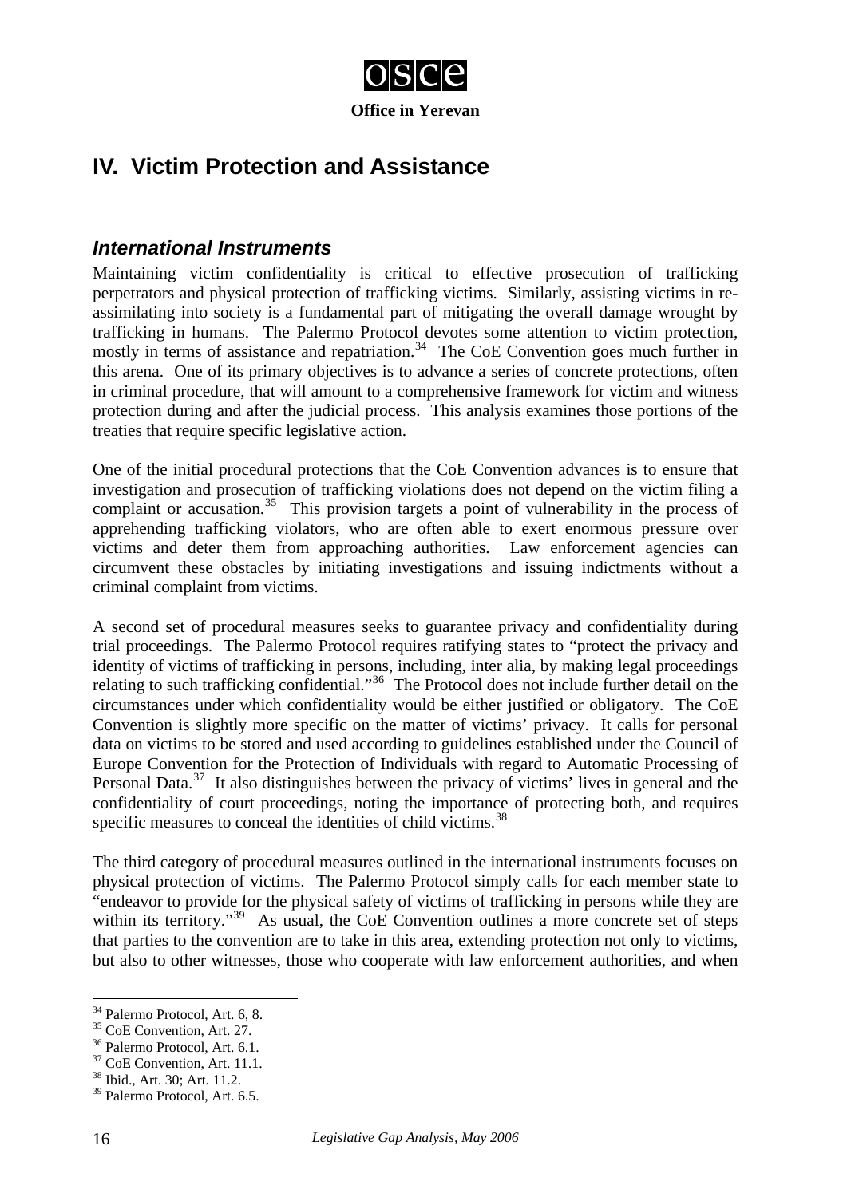## IV. Victim Protection and Assistance

### International Instruments

Maintaining victim confidentiality is critical to effective prosecution of trafficking perpetrators and physical protection of trafficking victims. Similarly, assisting victims in re-assimilating into society is a fundamental part of mitigating the overall damage wrought by trafficking in humans. The Palermo Protocol devotes some attention to victim protection, mostly in terms of assistance and repatriation.[34] The CoE Convention goes much further in this arena. One of its primary objectives is to advance a series of concrete protections, often in criminal procedure, that will amount to a comprehensive framework for victim and witness protection during and after the judicial process. This analysis examines those portions of the treaties that require specific legislative action.

One of the initial procedural protections that the CoE Convention advances is to ensure that investigation and prosecution of trafficking violations does not depend on the victim filing a complaint or accusation.[35] This provision targets a point of vulnerability in the process of apprehending trafficking violators, who are often able to exert enormous pressure over victims and deter them from approaching authorities. Law enforcement agencies can circumvent these obstacles by initiating investigations and issuing indictments without a criminal complaint from victims.

A second set of procedural measures seeks to guarantee privacy and confidentiality during trial proceedings. The Palermo Protocol requires ratifying states to "protect the privacy and identity of victims of trafficking in persons, including, inter alia, by making legal proceedings relating to such trafficking confidential."[36] The Protocol does not include further detail on the circumstances under which confidentiality would be either justified or obligatory. The CoE Convention is slightly more specific on the matter of victims' privacy. It calls for personal data on victims to be stored and used according to guidelines established under the Council of Europe Convention for the Protection of Individuals with regard to Automatic Processing of Personal Data.[37] It also distinguishes between the privacy of victims' lives in general and the confidentiality of court proceedings, noting the importance of protecting both, and requires specific measures to conceal the identities of child victims.[38]

The third category of procedural measures outlined in the international instruments focuses on physical protection of victims. The Palermo Protocol simply calls for each member state to "endeavor to provide for the physical safety of victims of trafficking in persons while they are within its territory."[39] As usual, the CoE Convention outlines a more concrete set of steps that parties to the convention are to take in this area, extending protection not only to victims, but also to other witnesses, those who cooperate with law enforcement authorities, and when

---

[34] Palermo Protocol, Art. 6, 8.
[35] CoE Convention, Art. 27.
[36] Palermo Protocol, Art. 6.1.
[37] CoE Convention, Art. 11.1.
[38] Ibid., Art. 30; Art. 11.2.
[39] Palermo Protocol, Art. 6.5.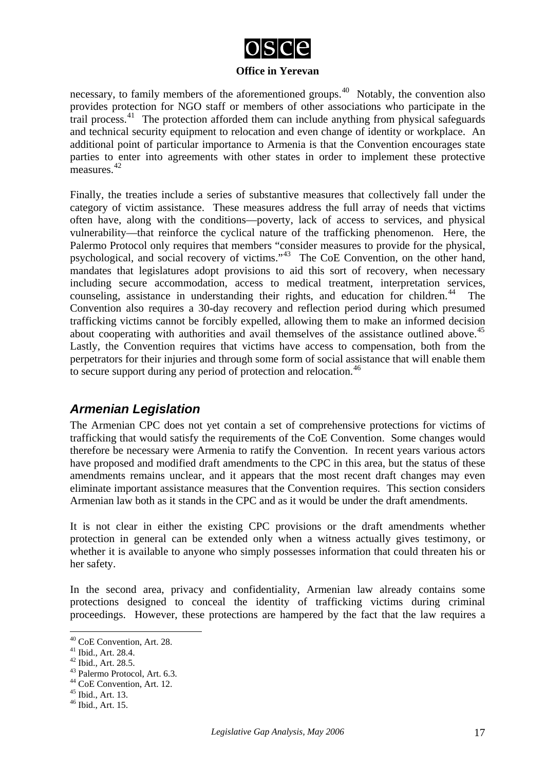necessary, to family members of the aforementioned groups.[40] Notably, the convention also provides protection for NGO staff or members of other associations who participate in the trail process.[41] The protection afforded them can include anything from physical safeguards and technical security equipment to relocation and even change of identity or workplace. An additional point of particular importance to Armenia is that the Convention encourages state parties to enter into agreements with other states in order to implement these protective measures.[42]

Finally, the treaties include a series of substantive measures that collectively fall under the category of victim assistance. These measures address the full array of needs that victims often have, along with the conditions—poverty, lack of access to services, and physical vulnerability—that reinforce the cyclical nature of the trafficking phenomenon. Here, the Palermo Protocol only requires that members "consider measures to provide for the physical, psychological, and social recovery of victims."[43] The CoE Convention, on the other hand, mandates that legislatures adopt provisions to aid this sort of recovery, when necessary including secure accommodation, access to medical treatment, interpretation services, counseling, assistance in understanding their rights, and education for children.[44] The Convention also requires a 30-day recovery and reflection period during which presumed trafficking victims cannot be forcibly expelled, allowing them to make an informed decision about cooperating with authorities and avail themselves of the assistance outlined above.[45] Lastly, the Convention requires that victims have access to compensation, both from the perpetrators for their injuries and through some form of social assistance that will enable them to secure support during any period of protection and relocation.[46]

## *Armenian Legislation*

The Armenian CPC does not yet contain a set of comprehensive protections for victims of trafficking that would satisfy the requirements of the CoE Convention. Some changes would therefore be necessary were Armenia to ratify the Convention. In recent years various actors have proposed and modified draft amendments to the CPC in this area, but the status of these amendments remains unclear, and it appears that the most recent draft changes may even eliminate important assistance measures that the Convention requires. This section considers Armenian law both as it stands in the CPC and as it would be under the draft amendments.

It is not clear in either the existing CPC provisions or the draft amendments whether protection in general can be extended only when a witness actually gives testimony, or whether it is available to anyone who simply possesses information that could threaten his or her safety.

In the second area, privacy and confidentiality, Armenian law already contains some protections designed to conceal the identity of trafficking victims during criminal proceedings. However, these protections are hampered by the fact that the law requires a

---

[40] CoE Convention, Art. 28.
[41] Ibid., Art. 28.4.
[42] Ibid., Art. 28.5.
[43] Palermo Protocol, Art. 6.3.
[44] CoE Convention, Art. 12.
[45] Ibid., Art. 13.
[46] Ibid., Art. 15.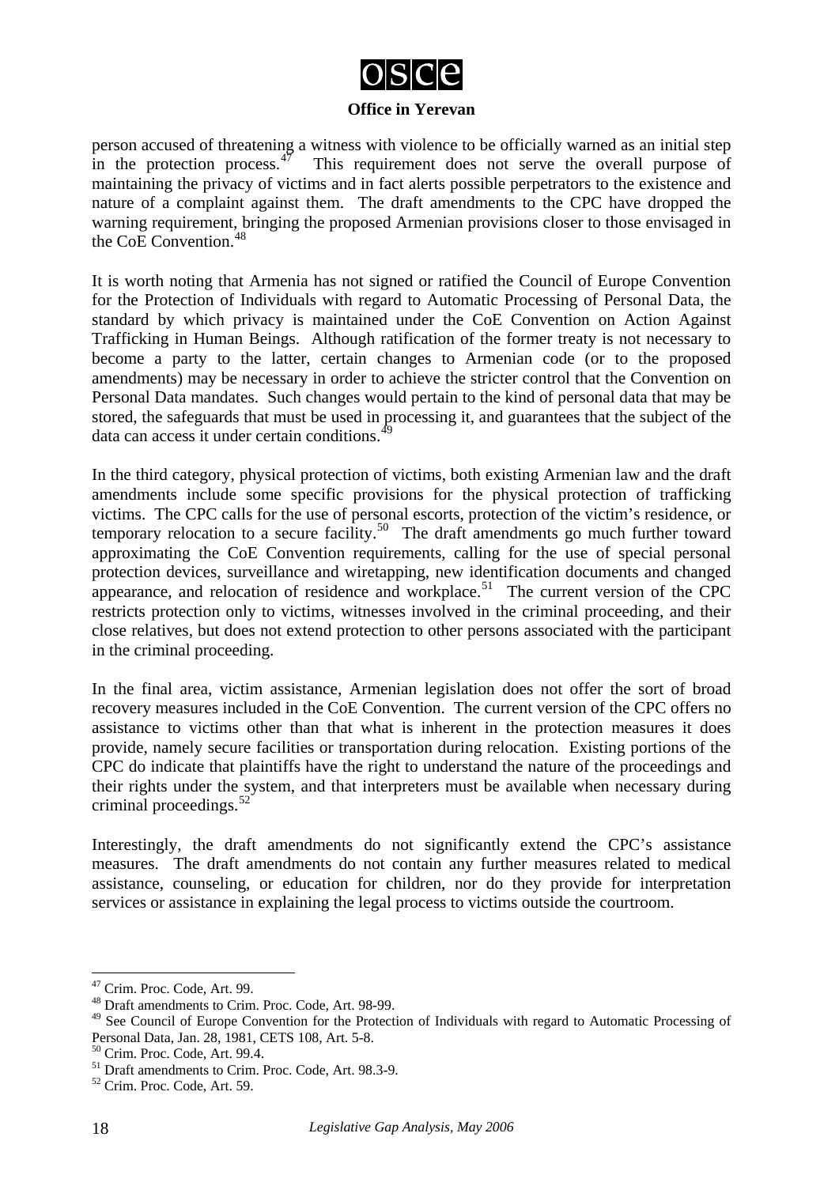person accused of threatening a witness with violence to be officially warned as an initial step in the protection process.[47] This requirement does not serve the overall purpose of maintaining the privacy of victims and in fact alerts possible perpetrators to the existence and nature of a complaint against them. The draft amendments to the CPC have dropped the warning requirement, bringing the proposed Armenian provisions closer to those envisaged in the CoE Convention.[48]

It is worth noting that Armenia has not signed or ratified the Council of Europe Convention for the Protection of Individuals with regard to Automatic Processing of Personal Data, the standard by which privacy is maintained under the CoE Convention on Action Against Trafficking in Human Beings. Although ratification of the former treaty is not necessary to become a party to the latter, certain changes to Armenian code (or to the proposed amendments) may be necessary in order to achieve the stricter control that the Convention on Personal Data mandates. Such changes would pertain to the kind of personal data that may be stored, the safeguards that must be used in processing it, and guarantees that the subject of the data can access it under certain conditions.[49]

In the third category, physical protection of victims, both existing Armenian law and the draft amendments include some specific provisions for the physical protection of trafficking victims. The CPC calls for the use of personal escorts, protection of the victim's residence, or temporary relocation to a secure facility.[50] The draft amendments go much further toward approximating the CoE Convention requirements, calling for the use of special personal protection devices, surveillance and wiretapping, new identification documents and changed appearance, and relocation of residence and workplace.[51] The current version of the CPC restricts protection only to victims, witnesses involved in the criminal proceeding, and their close relatives, but does not extend protection to other persons associated with the participant in the criminal proceeding.

In the final area, victim assistance, Armenian legislation does not offer the sort of broad recovery measures included in the CoE Convention. The current version of the CPC offers no assistance to victims other than that what is inherent in the protection measures it does provide, namely secure facilities or transportation during relocation. Existing portions of the CPC do indicate that plaintiffs have the right to understand the nature of the proceedings and their rights under the system, and that interpreters must be available when necessary during criminal proceedings.[52]

Interestingly, the draft amendments do not significantly extend the CPC's assistance measures. The draft amendments do not contain any further measures related to medical assistance, counseling, or education for children, nor do they provide for interpretation services or assistance in explaining the legal process to victims outside the courtroom.

---

[47] Crim. Proc. Code, Art. 99.

[48] Draft amendments to Crim. Proc. Code, Art. 98-99.

[49] See Council of Europe Convention for the Protection of Individuals with regard to Automatic Processing of Personal Data, Jan. 28, 1981, CETS 108, Art. 5-8.

[50] Crim. Proc. Code, Art. 99.4.

[51] Draft amendments to Crim. Proc. Code, Art. 98.3-9.

[52] Crim. Proc. Code, Art. 59.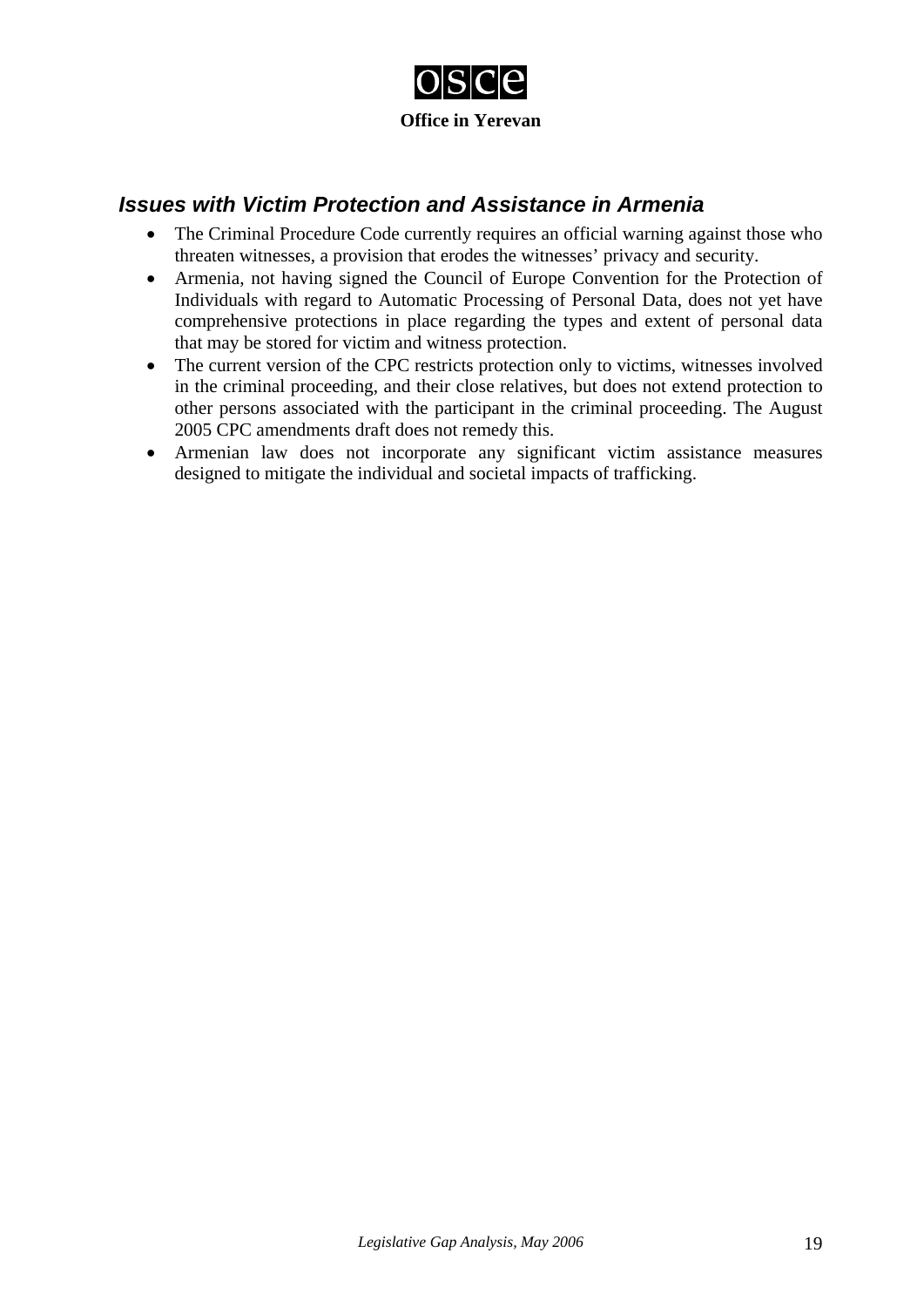### *Issues with Victim Protection and Assistance in Armenia*

- The Criminal Procedure Code currently requires an official warning against those who threaten witnesses, a provision that erodes the witnesses' privacy and security.
- Armenia, not having signed the Council of Europe Convention for the Protection of Individuals with regard to Automatic Processing of Personal Data, does not yet have comprehensive protections in place regarding the types and extent of personal data that may be stored for victim and witness protection.
- The current version of the CPC restricts protection only to victims, witnesses involved in the criminal proceeding, and their close relatives, but does not extend protection to other persons associated with the participant in the criminal proceeding. The August 2005 CPC amendments draft does not remedy this.
- Armenian law does not incorporate any significant victim assistance measures designed to mitigate the individual and societal impacts of trafficking.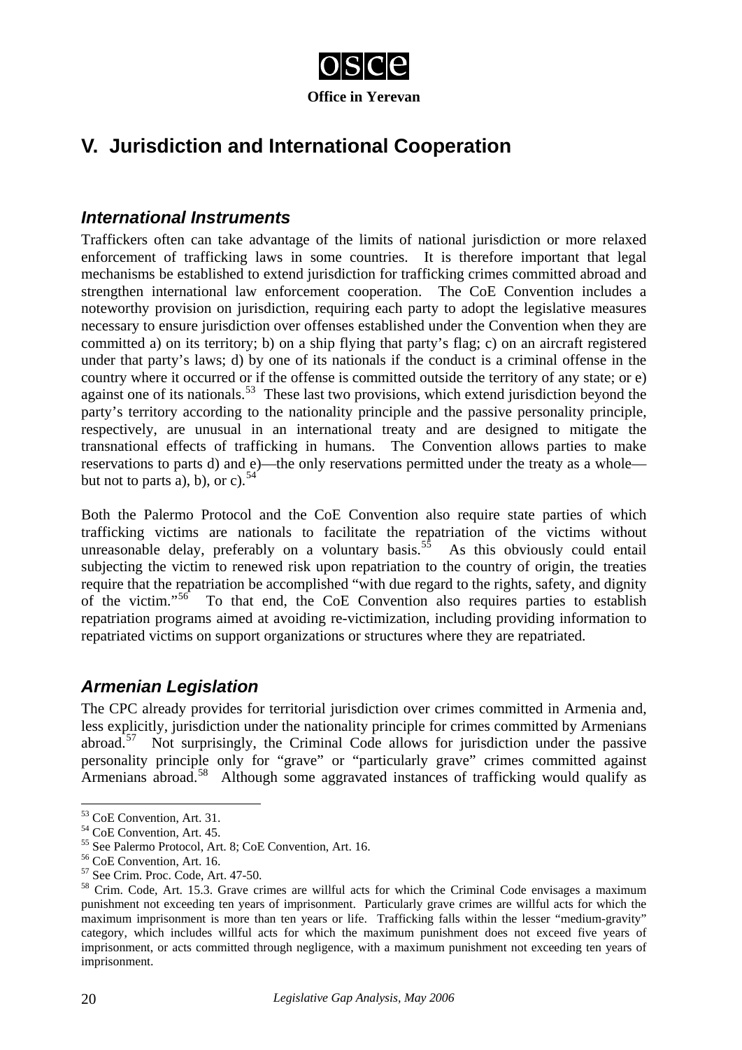# V. Jurisdiction and International Cooperation

## *International Instruments*

Traffickers often can take advantage of the limits of national jurisdiction or more relaxed enforcement of trafficking laws in some countries. It is therefore important that legal mechanisms be established to extend jurisdiction for trafficking crimes committed abroad and strengthen international law enforcement cooperation. The CoE Convention includes a noteworthy provision on jurisdiction, requiring each party to adopt the legislative measures necessary to ensure jurisdiction over offenses established under the Convention when they are committed a) on its territory; b) on a ship flying that party's flag; c) on an aircraft registered under that party's laws; d) by one of its nationals if the conduct is a criminal offense in the country where it occurred or if the offense is committed outside the territory of any state; or e) against one of its nationals.[53] These last two provisions, which extend jurisdiction beyond the party's territory according to the nationality principle and the passive personality principle, respectively, are unusual in an international treaty and are designed to mitigate the transnational effects of trafficking in humans. The Convention allows parties to make reservations to parts d) and e)—the only reservations permitted under the treaty as a whole—but not to parts a), b), or c).[54]

Both the Palermo Protocol and the CoE Convention also require state parties of which trafficking victims are nationals to facilitate the repatriation of the victims without unreasonable delay, preferably on a voluntary basis.[55] As this obviously could entail subjecting the victim to renewed risk upon repatriation to the country of origin, the treaties require that the repatriation be accomplished "with due regard to the rights, safety, and dignity of the victim."[56] To that end, the CoE Convention also requires parties to establish repatriation programs aimed at avoiding re-victimization, including providing information to repatriated victims on support organizations or structures where they are repatriated.

## *Armenian Legislation*

The CPC already provides for territorial jurisdiction over crimes committed in Armenia and, less explicitly, jurisdiction under the nationality principle for crimes committed by Armenians abroad.[57] Not surprisingly, the Criminal Code allows for jurisdiction under the passive personality principle only for "grave" or "particularly grave" crimes committed against Armenians abroad.[58] Although some aggravated instances of trafficking would qualify as

---

[53] CoE Convention, Art. 31.

[54] CoE Convention, Art. 45.

[55] See Palermo Protocol, Art. 8; CoE Convention, Art. 16.

[56] CoE Convention, Art. 16.

[57] See Crim. Proc. Code, Art. 47-50.

[58] Crim. Code, Art. 15.3. Grave crimes are willful acts for which the Criminal Code envisages a maximum punishment not exceeding ten years of imprisonment. Particularly grave crimes are willful acts for which the maximum imprisonment is more than ten years or life. Trafficking falls within the lesser "medium-gravity" category, which includes willful acts for which the maximum punishment does not exceed five years of imprisonment, or acts committed through negligence, with a maximum punishment not exceeding ten years of imprisonment.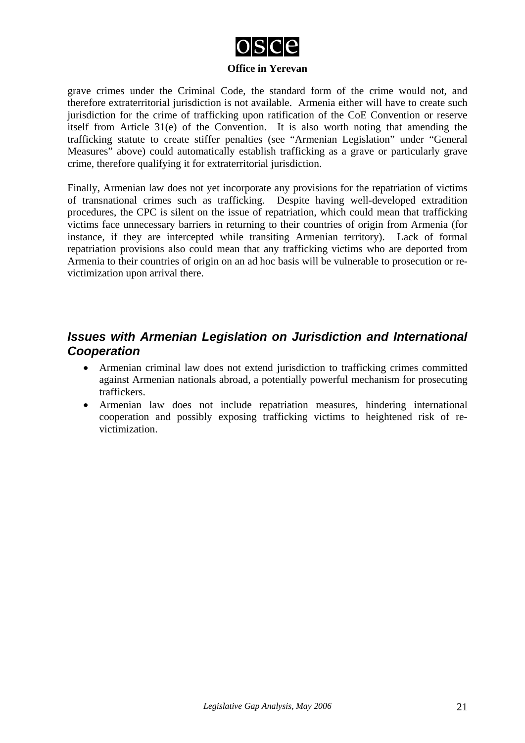grave crimes under the Criminal Code, the standard form of the crime would not, and therefore extraterritorial jurisdiction is not available. Armenia either will have to create such jurisdiction for the crime of trafficking upon ratification of the CoE Convention or reserve itself from Article 31(e) of the Convention. It is also worth noting that amending the trafficking statute to create stiffer penalties (see "Armenian Legislation" under "General Measures" above) could automatically establish trafficking as a grave or particularly grave crime, therefore qualifying it for extraterritorial jurisdiction.

Finally, Armenian law does not yet incorporate any provisions for the repatriation of victims of transnational crimes such as trafficking. Despite having well-developed extradition procedures, the CPC is silent on the issue of repatriation, which could mean that trafficking victims face unnecessary barriers in returning to their countries of origin from Armenia (for instance, if they are intercepted while transiting Armenian territory). Lack of formal repatriation provisions also could mean that any trafficking victims who are deported from Armenia to their countries of origin on an ad hoc basis will be vulnerable to prosecution or re-victimization upon arrival there.

## *Issues with Armenian Legislation on Jurisdiction and International Cooperation*

- Armenian criminal law does not extend jurisdiction to trafficking crimes committed against Armenian nationals abroad, a potentially powerful mechanism for prosecuting traffickers.
- Armenian law does not include repatriation measures, hindering international cooperation and possibly exposing trafficking victims to heightened risk of re-victimization.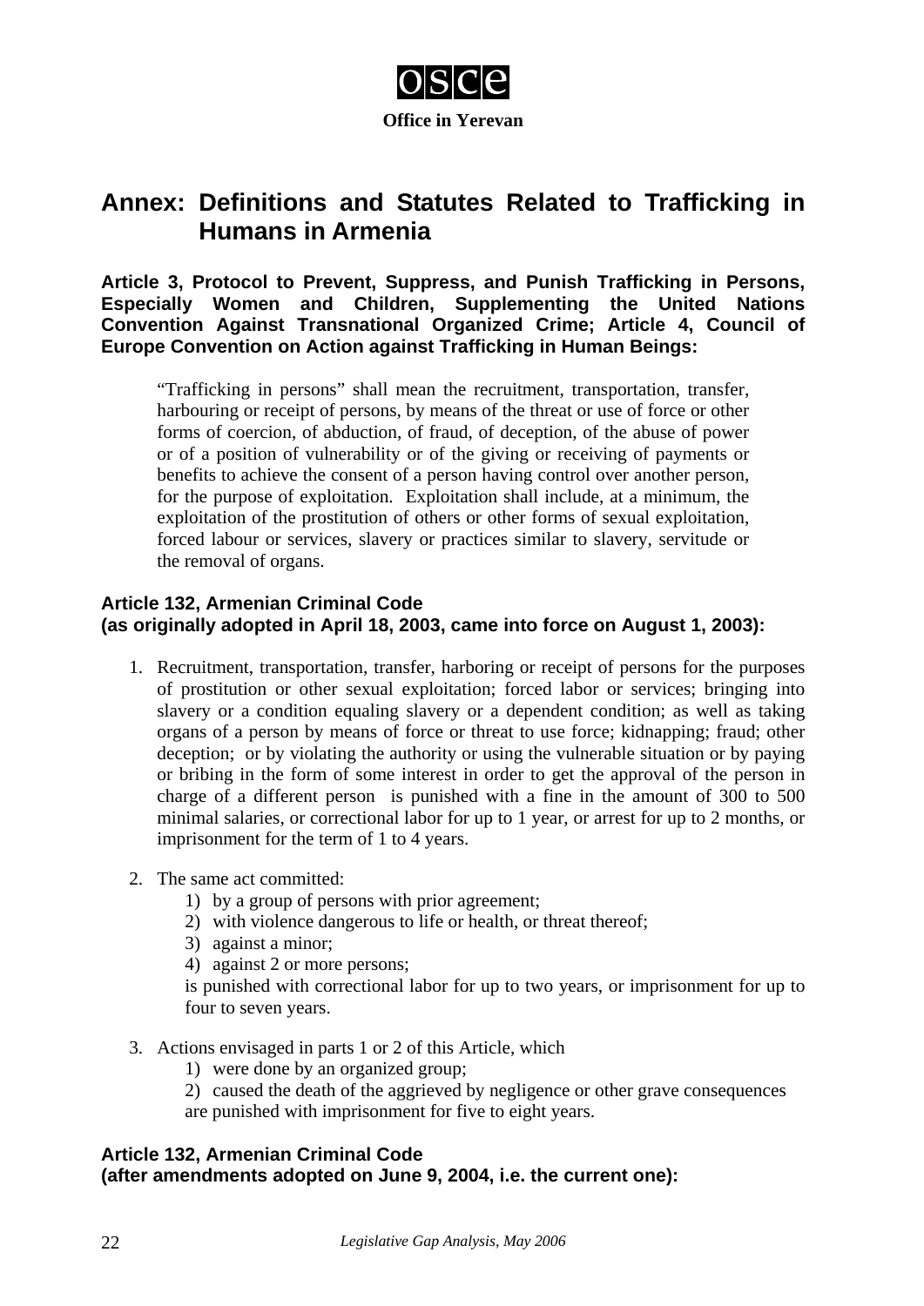**Office in Yerevan**

# Annex: Definitions and Statutes Related to Trafficking in Humans in Armenia

**Article 3, Protocol to Prevent, Suppress, and Punish Trafficking in Persons, Especially Women and Children, Supplementing the United Nations Convention Against Transnational Organized Crime; Article 4, Council of Europe Convention on Action against Trafficking in Human Beings:**

> "Trafficking in persons" shall mean the recruitment, transportation, transfer, harbouring or receipt of persons, by means of the threat or use of force or other forms of coercion, of abduction, of fraud, of deception, of the abuse of power or of a position of vulnerability or of the giving or receiving of payments or benefits to achieve the consent of a person having control over another person, for the purpose of exploitation. Exploitation shall include, at a minimum, the exploitation of the prostitution of others or other forms of sexual exploitation, forced labour or services, slavery or practices similar to slavery, servitude or the removal of organs.

**Article 132, Armenian Criminal Code**
**(as originally adopted in April 18, 2003, came into force on August 1, 2003):**

1. Recruitment, transportation, transfer, harboring or receipt of persons for the purposes of prostitution or other sexual exploitation; forced labor or services; bringing into slavery or a condition equaling slavery or a dependent condition; as well as taking organs of a person by means of force or threat to use force; kidnapping; fraud; other deception; or by violating the authority or using the vulnerable situation or by paying or bribing in the form of some interest in order to get the approval of the person in charge of a different person is punished with a fine in the amount of 300 to 500 minimal salaries, or correctional labor for up to 1 year, or arrest for up to 2 months, or imprisonment for the term of 1 to 4 years.

2. The same act committed:
   1) by a group of persons with prior agreement;
   2) with violence dangerous to life or health, or threat thereof;
   3) against a minor;
   4) against 2 or more persons;

   is punished with correctional labor for up to two years, or imprisonment for up to four to seven years.

3. Actions envisaged in parts 1 or 2 of this Article, which
   1) were done by an organized group;
   2) caused the death of the aggrieved by negligence or other grave consequences

   are punished with imprisonment for five to eight years.

**Article 132, Armenian Criminal Code**
**(after amendments adopted on June 9, 2004, i.e. the current one):**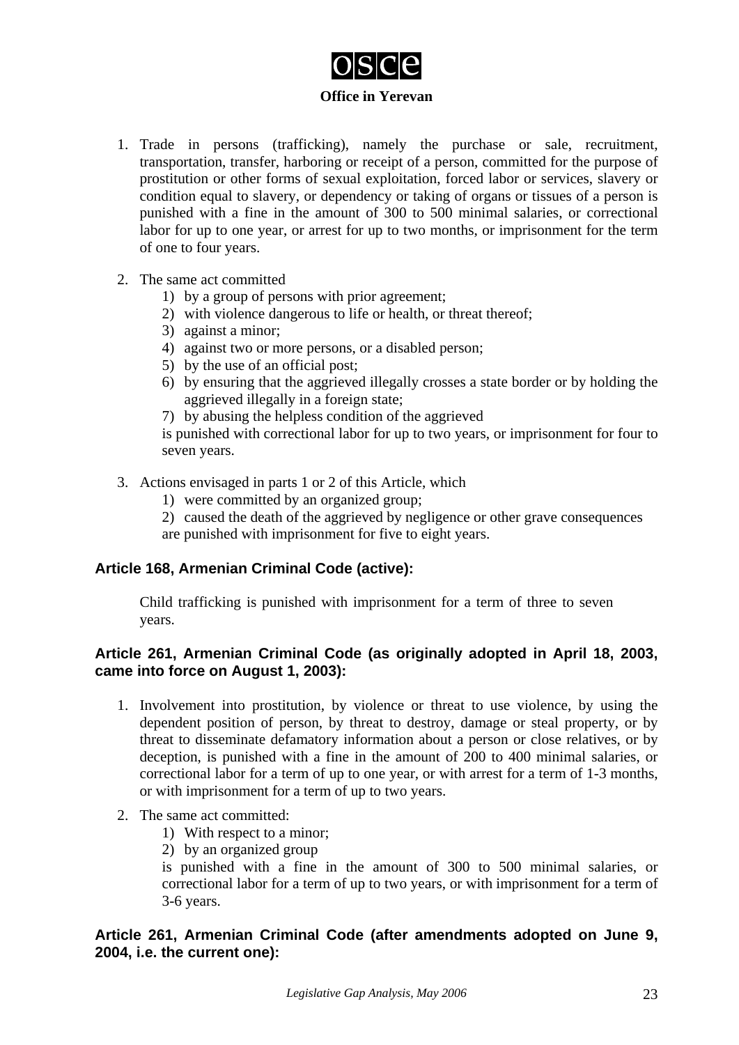1. Trade in persons (trafficking), namely the purchase or sale, recruitment, transportation, transfer, harboring or receipt of a person, committed for the purpose of prostitution or other forms of sexual exploitation, forced labor or services, slavery or condition equal to slavery, or dependency or taking of organs or tissues of a person is punished with a fine in the amount of 300 to 500 minimal salaries, or correctional labor for up to one year, or arrest for up to two months, or imprisonment for the term of one to four years.

2. The same act committed
   1) by a group of persons with prior agreement;
   2) with violence dangerous to life or health, or threat thereof;
   3) against a minor;
   4) against two or more persons, or a disabled person;
   5) by the use of an official post;
   6) by ensuring that the aggrieved illegally crosses a state border or by holding the aggrieved illegally in a foreign state;
   7) by abusing the helpless condition of the aggrieved

   is punished with correctional labor for up to two years, or imprisonment for four to seven years.

3. Actions envisaged in parts 1 or 2 of this Article, which
   1) were committed by an organized group;
   2) caused the death of the aggrieved by negligence or other grave consequences

   are punished with imprisonment for five to eight years.

**Article 168, Armenian Criminal Code (active):**

Child trafficking is punished with imprisonment for a term of three to seven years.

**Article 261, Armenian Criminal Code (as originally adopted in April 18, 2003, came into force on August 1, 2003):**

1. Involvement into prostitution, by violence or threat to use violence, by using the dependent position of person, by threat to destroy, damage or steal property, or by threat to disseminate defamatory information about a person or close relatives, or by deception, is punished with a fine in the amount of 200 to 400 minimal salaries, or correctional labor for a term of up to one year, or with arrest for a term of 1-3 months, or with imprisonment for a term of up to two years.

2. The same act committed:
   1) With respect to a minor;
   2) by an organized group

   is punished with a fine in the amount of 300 to 500 minimal salaries, or correctional labor for a term of up to two years, or with imprisonment for a term of 3-6 years.

**Article 261, Armenian Criminal Code (after amendments adopted on June 9, 2004, i.e. the current one):**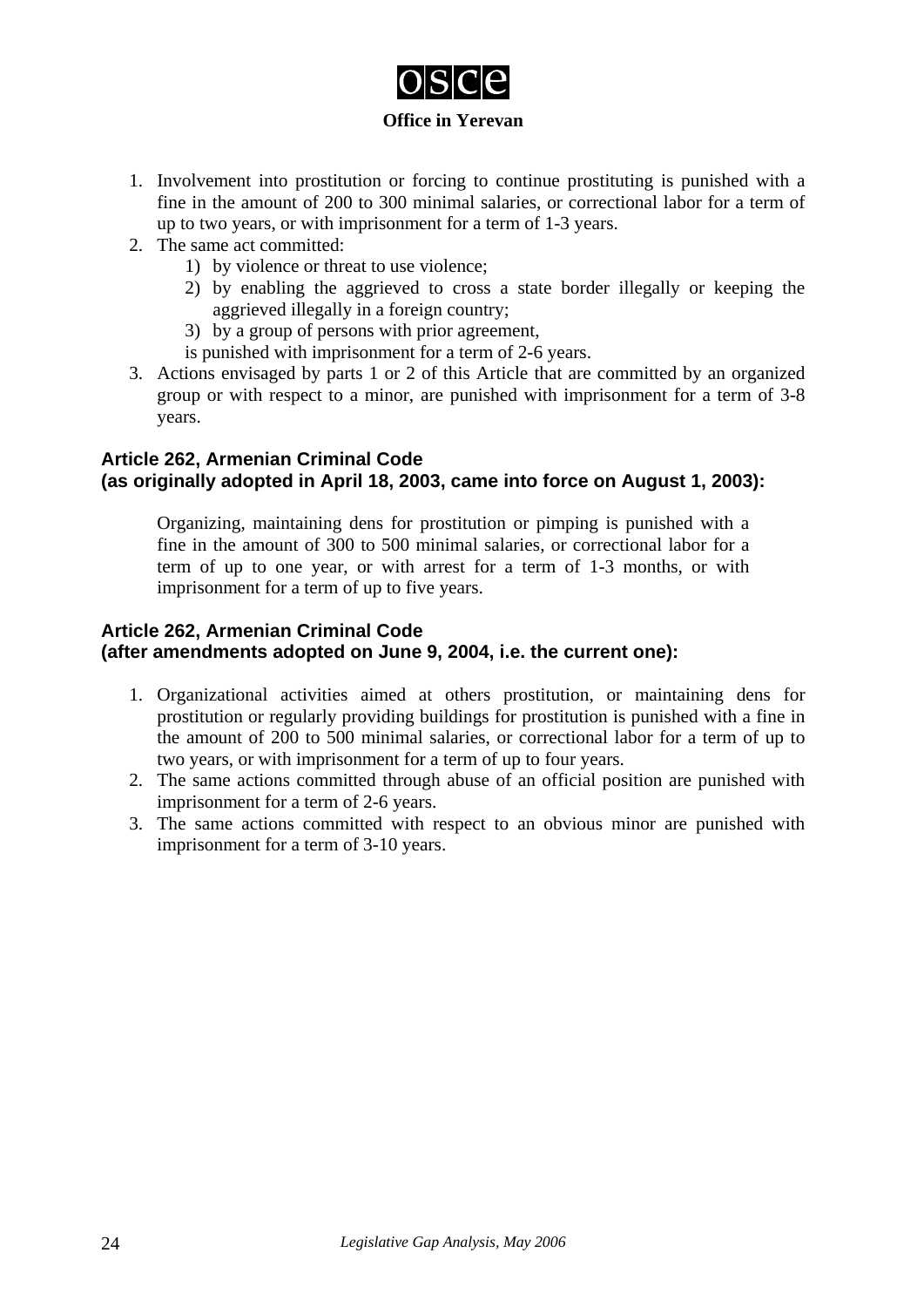1. Involvement into prostitution or forcing to continue prostituting is punished with a fine in the amount of 200 to 300 minimal salaries, or correctional labor for a term of up to two years, or with imprisonment for a term of 1-3 years.
2. The same act committed:
   1) by violence or threat to use violence;
   2) by enabling the aggrieved to cross a state border illegally or keeping the aggrieved illegally in a foreign country;
   3) by a group of persons with prior agreement,

   is punished with imprisonment for a term of 2-6 years.
3. Actions envisaged by parts 1 or 2 of this Article that are committed by an organized group or with respect to a minor, are punished with imprisonment for a term of 3-8 years.

### Article 262, Armenian Criminal Code (as originally adopted in April 18, 2003, came into force on August 1, 2003):

Organizing, maintaining dens for prostitution or pimping is punished with a fine in the amount of 300 to 500 minimal salaries, or correctional labor for a term of up to one year, or with arrest for a term of 1-3 months, or with imprisonment for a term of up to five years.

### Article 262, Armenian Criminal Code (after amendments adopted on June 9, 2004, i.e. the current one):

1. Organizational activities aimed at others prostitution, or maintaining dens for prostitution or regularly providing buildings for prostitution is punished with a fine in the amount of 200 to 500 minimal salaries, or correctional labor for a term of up to two years, or with imprisonment for a term of up to four years.
2. The same actions committed through abuse of an official position are punished with imprisonment for a term of 2-6 years.
3. The same actions committed with respect to an obvious minor are punished with imprisonment for a term of 3-10 years.